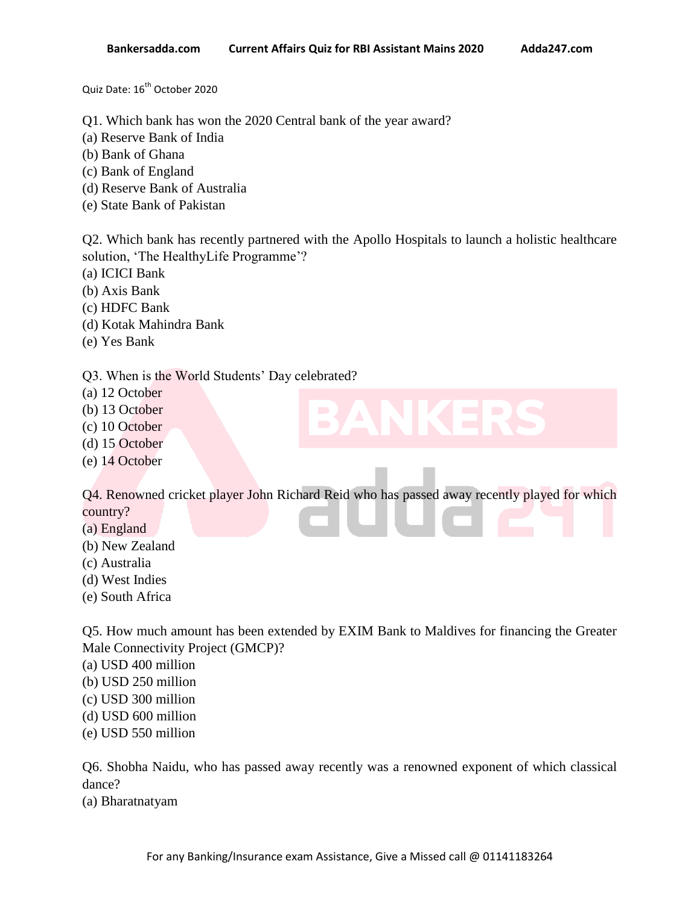Quiz Date: 16th October 2020

Q1. Which bank has won the 2020 Central bank of the year award?
(a) Reserve Bank of India
(b) Bank of Ghana
(c) Bank of England
(d) Reserve Bank of Australia
(e) State Bank of Pakistan

Q2. Which bank has recently partnered with the Apollo Hospitals to launch a holistic healthcare solution, 'The HealthyLife Programme'?
(a) ICICI Bank
(b) Axis Bank
(c) HDFC Bank
(d) Kotak Mahindra Bank
(e) Yes Bank

Q3. When is the World Students' Day celebrated?
(a) 12 October
(b) 13 October
(c) 10 October
(d) 15 October
(e) 14 October

Q4. Renowned cricket player John Richard Reid who has passed away recently played for which country?
(a) England
(b) New Zealand
(c) Australia
(d) West Indies
(e) South Africa

Q5. How much amount has been extended by EXIM Bank to Maldives for financing the Greater Male Connectivity Project (GMCP)?
(a) USD 400 million
(b) USD 250 million
(c) USD 300 million
(d) USD 600 million
(e) USD 550 million

Q6. Shobha Naidu, who has passed away recently was a renowned exponent of which classical dance?
(a) Bharatnatyam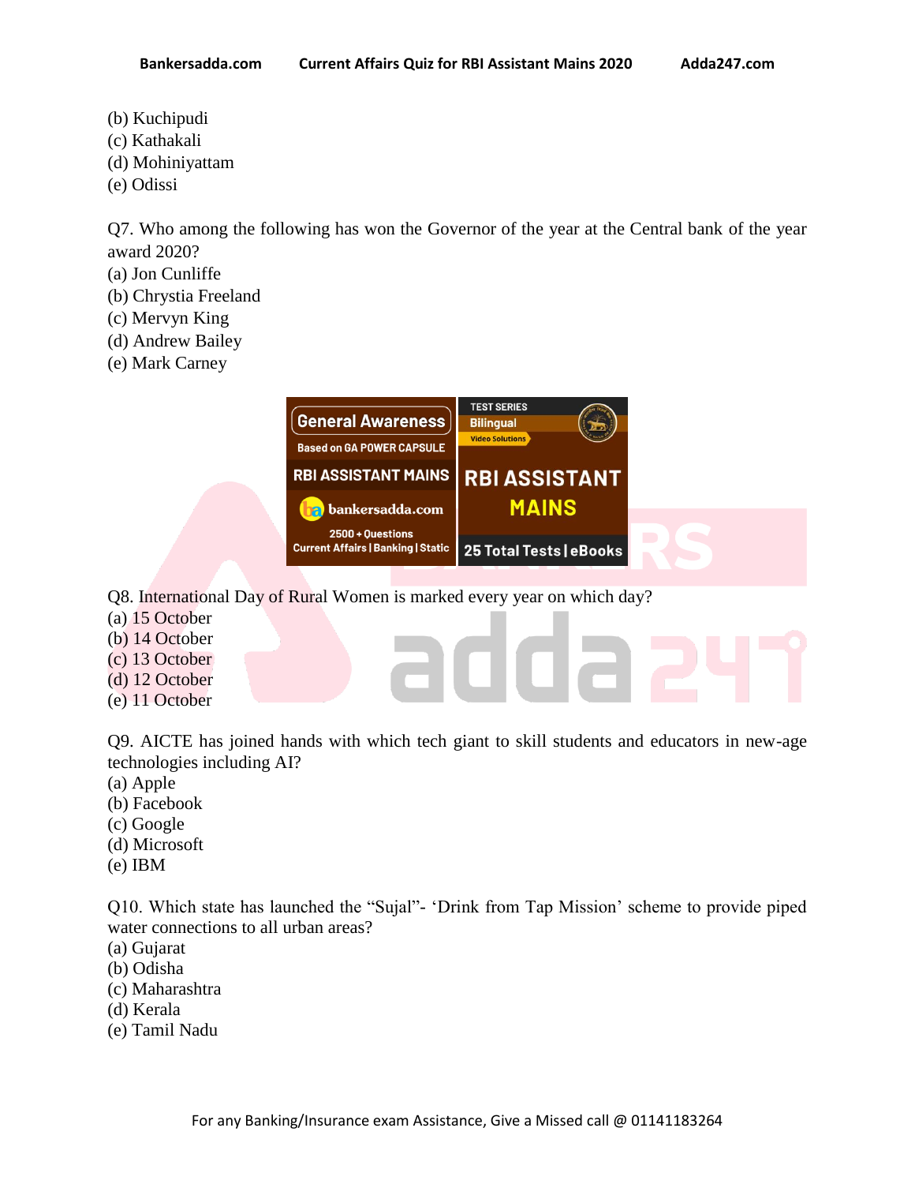(b) Kuchipudi
(c) Kathakali
(d) Mohiniyattam
(e) Odissi

Q7. Who among the following has won the Governor of the year at the Central bank of the year award 2020?
(a) Jon Cunliffe
(b) Chrystia Freeland
(c) Mervyn King
(d) Andrew Bailey
(e) Mark Carney

Q8. International Day of Rural Women is marked every year on which day?
(a) 15 October
(b) 14 October
(c) 13 October
(d) 12 October
(e) 11 October

Q9. AICTE has joined hands with which tech giant to skill students and educators in new-age technologies including AI?
(a) Apple
(b) Facebook
(c) Google
(d) Microsoft
(e) IBM

Q10. Which state has launched the "Sujal"- 'Drink from Tap Mission' scheme to provide piped water connections to all urban areas?
(a) Gujarat
(b) Odisha
(c) Maharashtra
(d) Kerala
(e) Tamil Nadu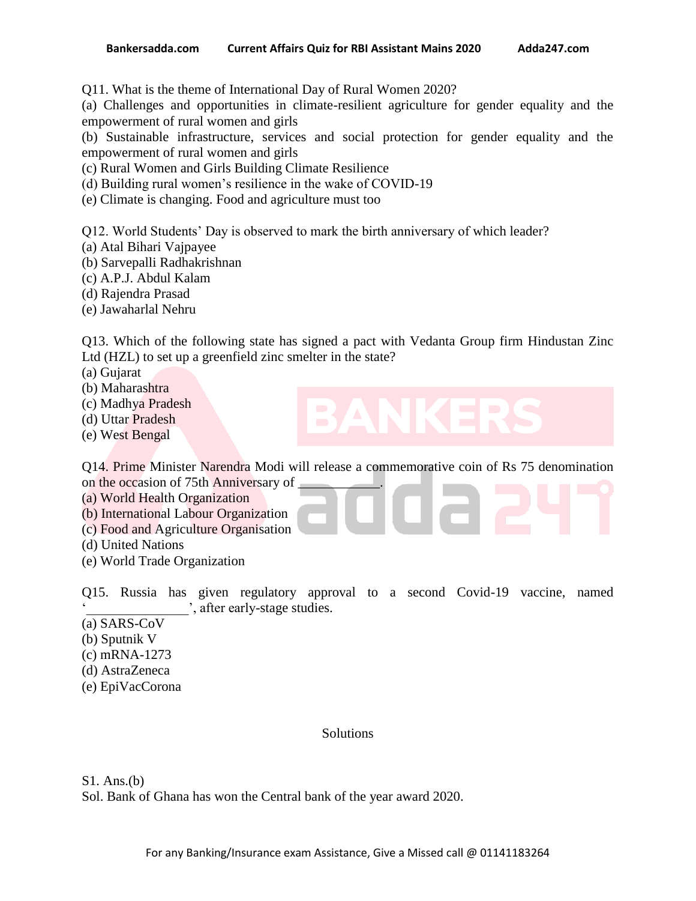Q11. What is the theme of International Day of Rural Women 2020?

(a) Challenges and opportunities in climate-resilient agriculture for gender equality and the empowerment of rural women and girls

(b) Sustainable infrastructure, services and social protection for gender equality and the empowerment of rural women and girls

(c) Rural Women and Girls Building Climate Resilience

(d) Building rural women's resilience in the wake of COVID-19

(e) Climate is changing. Food and agriculture must too

Q12. World Students' Day is observed to mark the birth anniversary of which leader?

(a) Atal Bihari Vajpayee

(b) Sarvepalli Radhakrishnan

(c) A.P.J. Abdul Kalam

(d) Rajendra Prasad

(e) Jawaharlal Nehru

Q13. Which of the following state has signed a pact with Vedanta Group firm Hindustan Zinc Ltd (HZL) to set up a greenfield zinc smelter in the state?

(a) Gujarat

(b) Maharashtra

(c) Madhya Pradesh

(d) Uttar Pradesh

(e) West Bengal

Q14. Prime Minister Narendra Modi will release a commemorative coin of Rs 75 denomination on the occasion of 75th Anniversary of __________.

(a) World Health Organization

(b) International Labour Organization

(c) Food and Agriculture Organisation

(d) United Nations

(e) World Trade Organization

Q15. Russia has given regulatory approval to a second Covid-19 vaccine, named '______________', after early-stage studies.

(a) SARS-CoV

(b) Sputnik V

(c) mRNA-1273

(d) AstraZeneca

(e) EpiVacCorona

Solutions

S1. Ans.(b)

Sol. Bank of Ghana has won the Central bank of the year award 2020.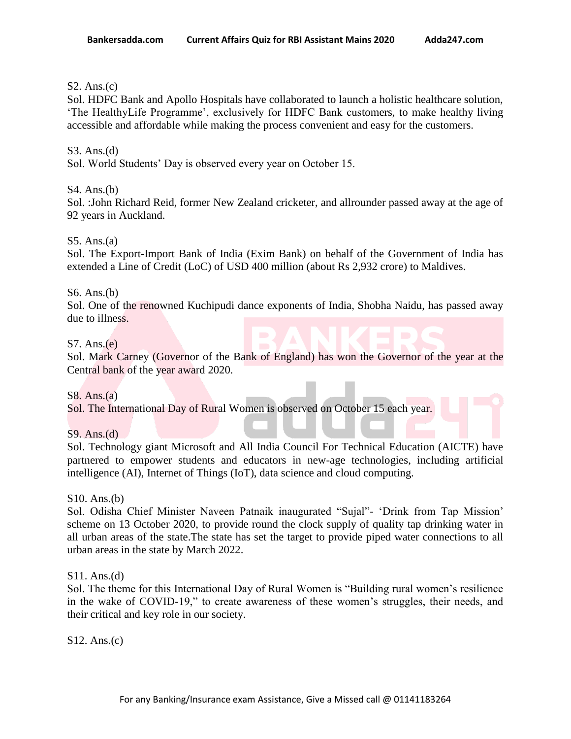S2. Ans.(c)

Sol. HDFC Bank and Apollo Hospitals have collaborated to launch a holistic healthcare solution, 'The HealthyLife Programme', exclusively for HDFC Bank customers, to make healthy living accessible and affordable while making the process convenient and easy for the customers.

S3. Ans.(d)

Sol. World Students' Day is observed every year on October 15.

S4. Ans.(b)

Sol. :John Richard Reid, former New Zealand cricketer, and allrounder passed away at the age of 92 years in Auckland.

S5. Ans.(a)

Sol. The Export-Import Bank of India (Exim Bank) on behalf of the Government of India has extended a Line of Credit (LoC) of USD 400 million (about Rs 2,932 crore) to Maldives.

S6. Ans.(b)

Sol. One of the renowned Kuchipudi dance exponents of India, Shobha Naidu, has passed away due to illness.

S7. Ans.(e)

Sol. Mark Carney (Governor of the Bank of England) has won the Governor of the year at the Central bank of the year award 2020.

S8. Ans.(a)

Sol. The International Day of Rural Women is observed on October 15 each year.

S9. Ans.(d)

Sol. Technology giant Microsoft and All India Council For Technical Education (AICTE) have partnered to empower students and educators in new-age technologies, including artificial intelligence (AI), Internet of Things (IoT), data science and cloud computing.

S10. Ans.(b)

Sol. Odisha Chief Minister Naveen Patnaik inaugurated "Sujal"- 'Drink from Tap Mission' scheme on 13 October 2020, to provide round the clock supply of quality tap drinking water in all urban areas of the state.The state has set the target to provide piped water connections to all urban areas in the state by March 2022.

S11. Ans.(d)

Sol. The theme for this International Day of Rural Women is "Building rural women's resilience in the wake of COVID-19," to create awareness of these women's struggles, their needs, and their critical and key role in our society.

S12. Ans.(c)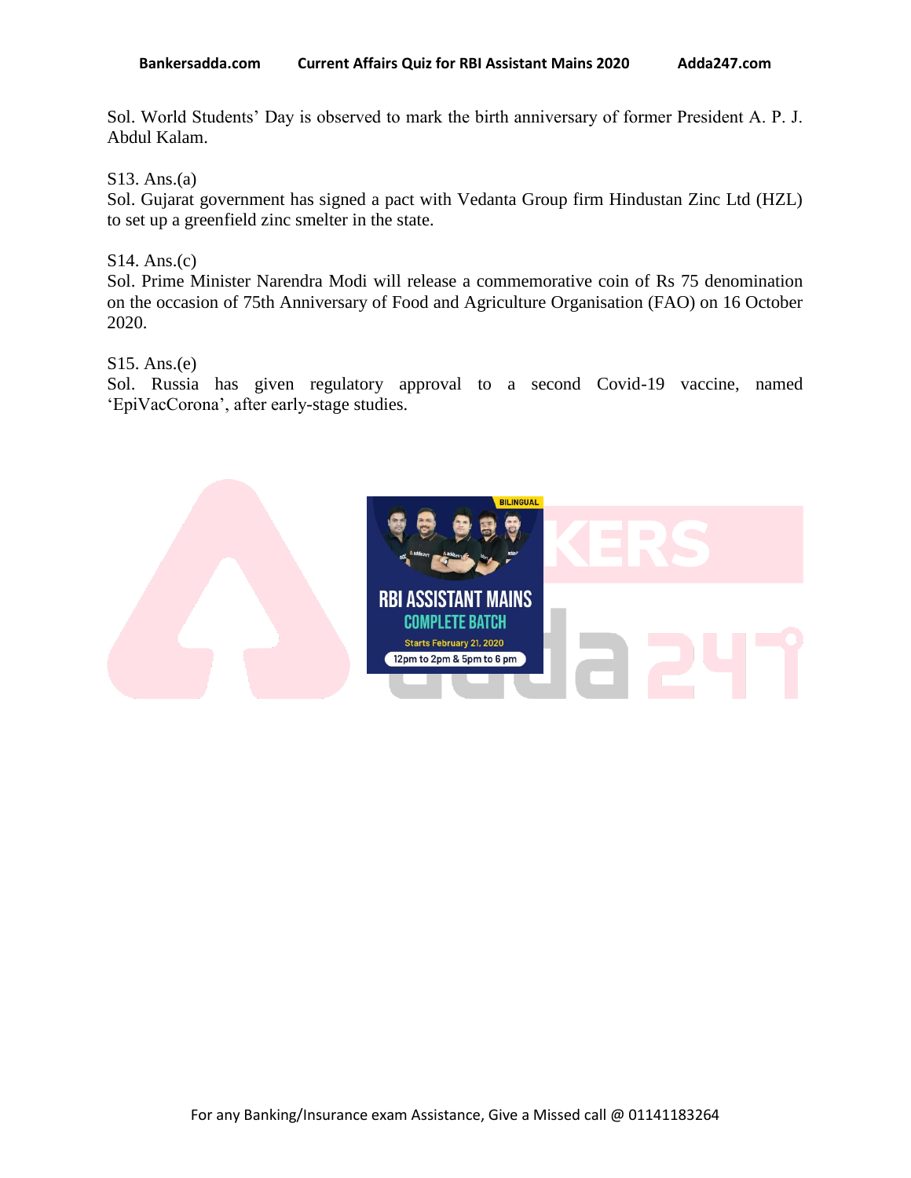Sol. World Students' Day is observed to mark the birth anniversary of former President A. P. J. Abdul Kalam.

S13. Ans.(a)
Sol. Gujarat government has signed a pact with Vedanta Group firm Hindustan Zinc Ltd (HZL) to set up a greenfield zinc smelter in the state.

S14. Ans.(c)
Sol. Prime Minister Narendra Modi will release a commemorative coin of Rs 75 denomination on the occasion of 75th Anniversary of Food and Agriculture Organisation (FAO) on 16 October 2020.

S15. Ans.(e)
Sol. Russia has given regulatory approval to a second Covid-19 vaccine, named 'EpiVacCorona', after early-stage studies.